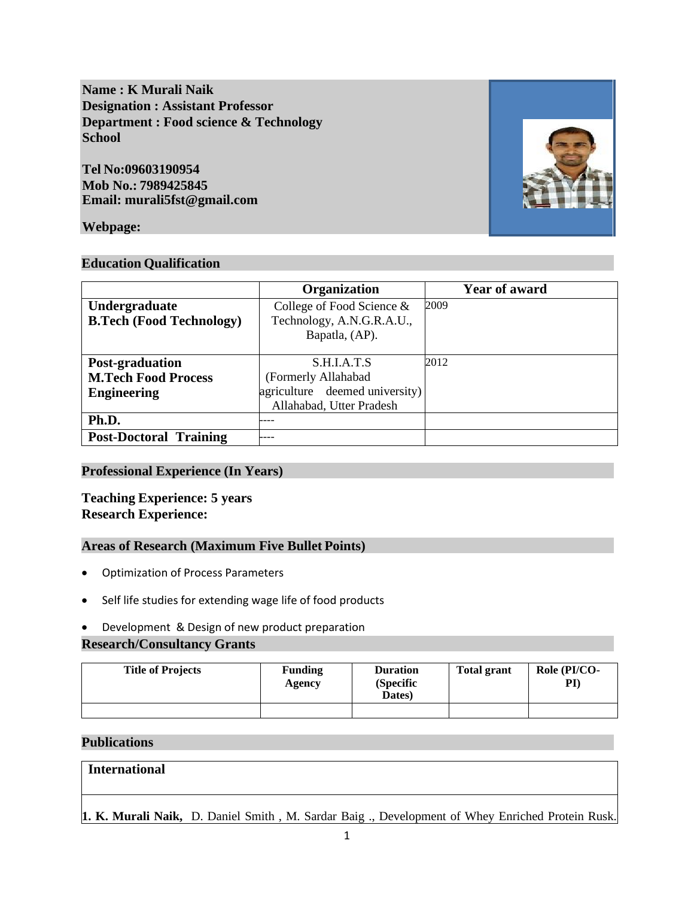**Name : K Murali Naik**
**Designation : Assistant Professor**
**Department : Food science & Technology School**

**Tel No:09603190954**
**Mob No.: 7989425845**
**Email: murali5fst@gmail.com**

**Webpage:**

## Education Qualification

| | Organization | Year of award |
|---|---|---|
| **Undergraduate B.Tech (Food Technology)** | College of Food Science & Technology, A.N.G.R.A.U., Bapatla, (AP). | 2009 |
| **Post-graduation M.Tech Food Process Engineering** | S.H.I.A.T.S (Formerly Allahabad agriculture deemed university) Allahabad, Utter Pradesh | 2012 |
| **Ph.D.** | ---- | |
| **Post-Doctoral Training** | ---- | |

## Professional Experience (In Years)

**Teaching Experience: 5 years**
**Research Experience:**

## Areas of Research (Maximum Five Bullet Points)

- Optimization of Process Parameters
- Self life studies for extending wage life of food products
- Development & Design of new product preparation

## Research/Consultancy Grants

| Title of Projects | Funding Agency | Duration (Specific Dates) | Total grant | Role (PI/CO-PI) |
|---|---|---|---|---|
| | | | | |

## Publications

**International**

**1. K. Murali Naik,** D. Daniel Smith , M. Sardar Baig ., Development of Whey Enriched Protein Rusk.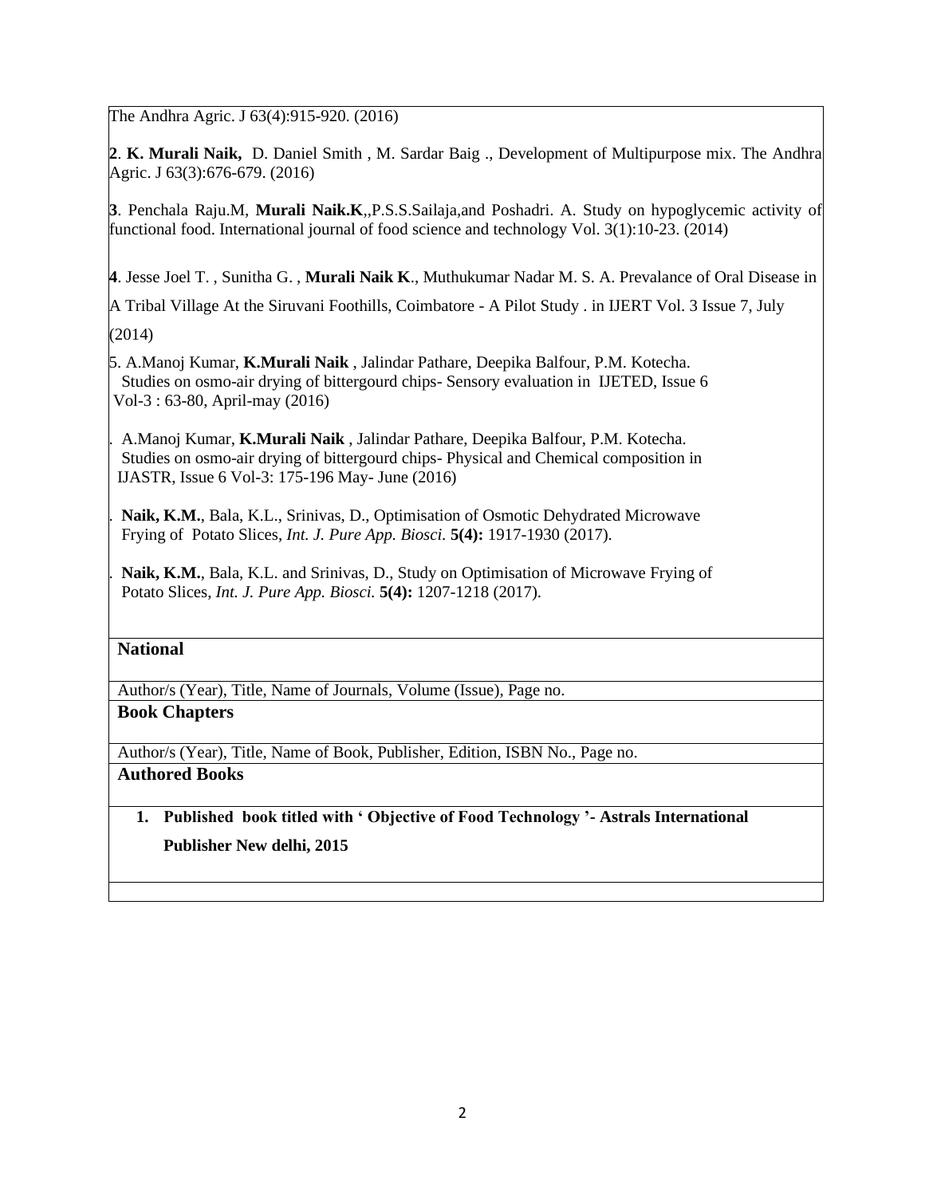The Andhra Agric. J 63(4):915-920. (2016)

**2**. **K. Murali Naik,** D. Daniel Smith , M. Sardar Baig ., Development of Multipurpose mix. The Andhra Agric. J 63(3):676-679. (2016)

**3**. Penchala Raju.M, **Murali Naik.K**,,P.S.S.Sailaja,and Poshadri. A. Study on hypoglycemic activity of functional food. International journal of food science and technology Vol. 3(1):10-23. (2014)

**4**. Jesse Joel T. , Sunitha G. , **Murali Naik K**., Muthukumar Nadar M. S. A. Prevalance of Oral Disease in A Tribal Village At the Siruvani Foothills, Coimbatore - A Pilot Study . in IJERT Vol. 3 Issue 7, July (2014)

5. A.Manoj Kumar, **K.Murali Naik** , Jalindar Pathare, Deepika Balfour, P.M. Kotecha. Studies on osmo-air drying of bittergourd chips- Sensory evaluation in IJETED, Issue 6 Vol-3 : 63-80, April-may (2016)

. A.Manoj Kumar, **K.Murali Naik** , Jalindar Pathare, Deepika Balfour, P.M. Kotecha. Studies on osmo-air drying of bittergourd chips- Physical and Chemical composition in IJASTR, Issue 6 Vol-3: 175-196 May- June (2016)

. **Naik, K.M.**, Bala, K.L., Srinivas, D., Optimisation of Osmotic Dehydrated Microwave Frying of Potato Slices, *Int. J. Pure App. Biosci.* **5(4):** 1917-1930 (2017).

. **Naik, K.M.**, Bala, K.L. and Srinivas, D., Study on Optimisation of Microwave Frying of Potato Slices, *Int. J. Pure App. Biosci.* **5(4):** 1207-1218 (2017).

**National**

Author/s (Year), Title, Name of Journals, Volume (Issue), Page no.

**Book Chapters**

Author/s (Year), Title, Name of Book, Publisher, Edition, ISBN No., Page no.

**Authored Books**

1. **Published book titled with ' Objective of Food Technology '- Astrals International Publisher New delhi, 2015**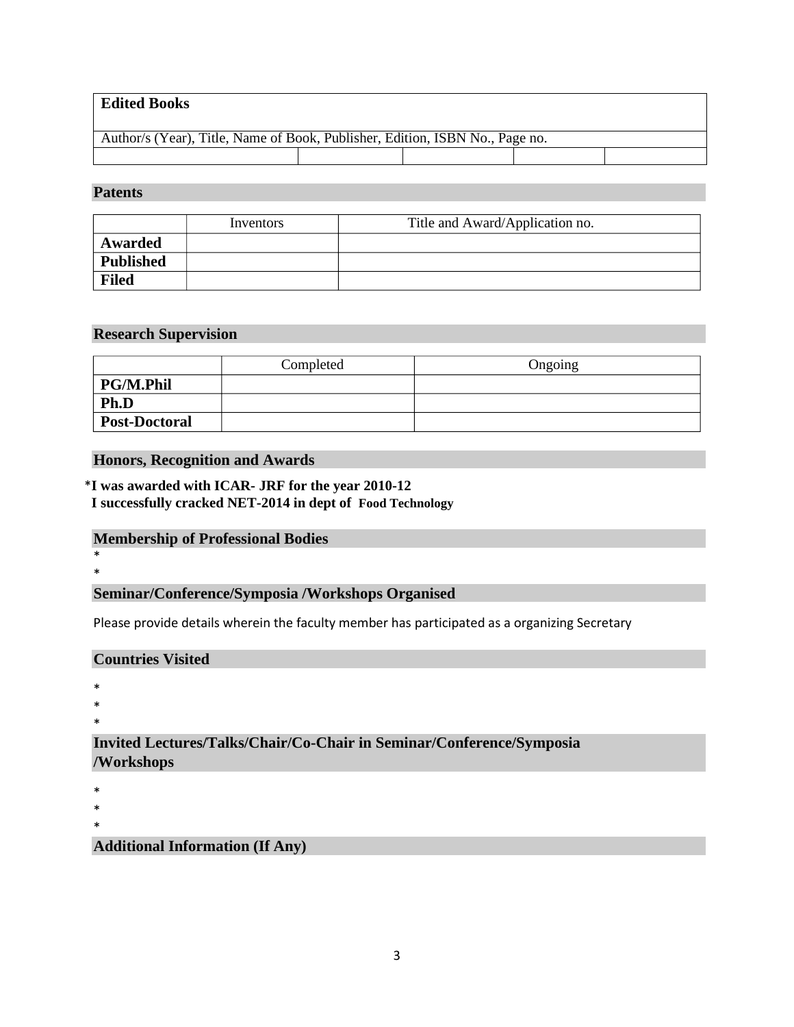| **Edited Books** | | | | |
|---|---|---|---|---|
| Author/s (Year), Title, Name of Book, Publisher, Edition, ISBN No., Page no. | | | | |
| | | | | |

## Patents

| | Inventors | Title and Award/Application no. |
|---|---|---|
| **Awarded** | | |
| **Published** | | |
| **Filed** | | |

## Research Supervision

| | Completed | Ongoing |
|---|---|---|
| **PG/M.Phil** | | |
| **Ph.D** | | |
| **Post-Doctoral** | | |

## Honors, Recognition and Awards

***I was awarded with ICAR- JRF for the year 2010-12**
**I successfully cracked NET-2014 in dept of Food Technology**

## Membership of Professional Bodies

*
*

## Seminar/Conference/Symposia /Workshops Organised

Please provide details wherein the faculty member has participated as a organizing Secretary

## Countries Visited

*
*
*

## Invited Lectures/Talks/Chair/Co-Chair in Seminar/Conference/Symposia /Workshops

*
*
*

## Additional Information (If Any)